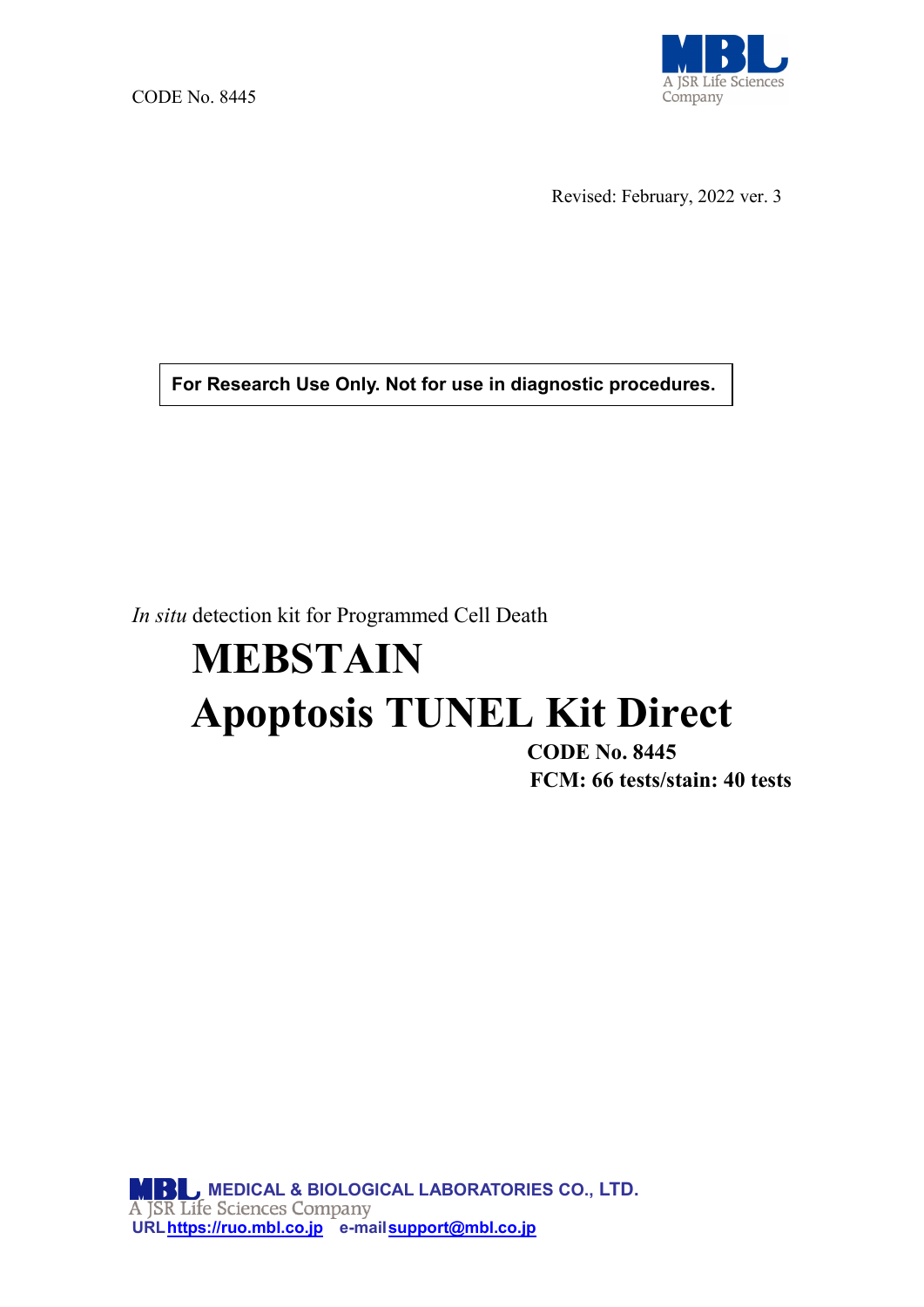CODE No. 8445

Revised: February, 2022 ver. 3

**For Research Use Only. Not for use in diagnostic procedures.**

*In situ* detection kit for Programmed Cell Death

# MEBSTAIN
# Apoptosis TUNEL Kit Direct

**CODE No. 8445**

**FCM: 66 tests/stain: 40 tests**

**MEDICAL & BIOLOGICAL LABORATORIES CO., LTD.**
A JSR Life Sciences Company
URL https://ruo.mbl.co.jp e-mail support@mbl.co.jp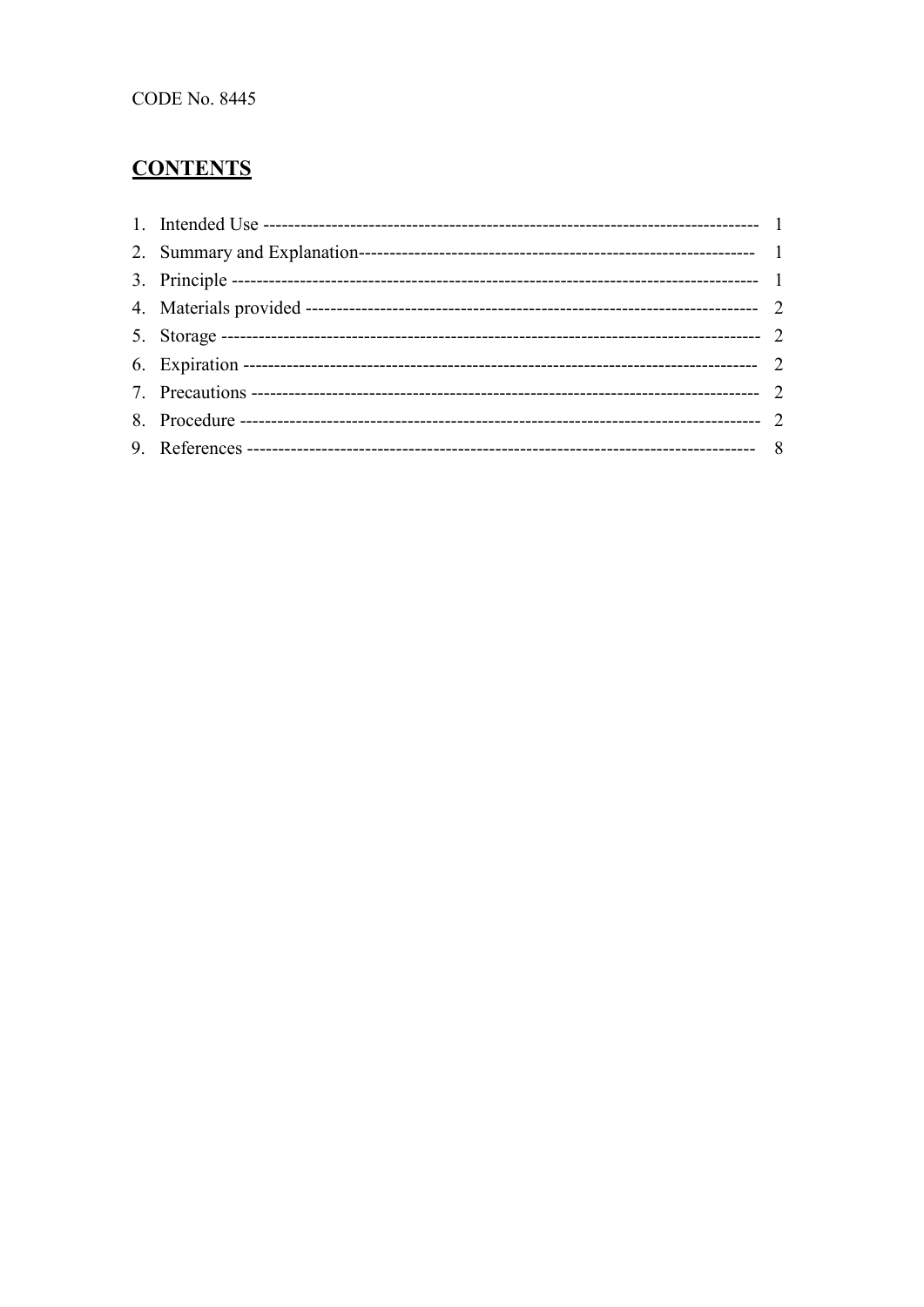CODE No. 8445

## CONTENTS

1. Intended Use -------------------------------------------------------------------------------- 1
2. Summary and Explanation--------------------------------------------------------------- 1
3. Principle ------------------------------------------------------------------------------------ 1
4. Materials provided ------------------------------------------------------------------------- 2
5. Storage -------------------------------------------------------------------------------------- 2
6. Expiration ----------------------------------------------------------------------------------- 2
7. Precautions --------------------------------------------------------------------------------- 2
8. Procedure ----------------------------------------------------------------------------------- 2
9. References ---------------------------------------------------------------------------------- 8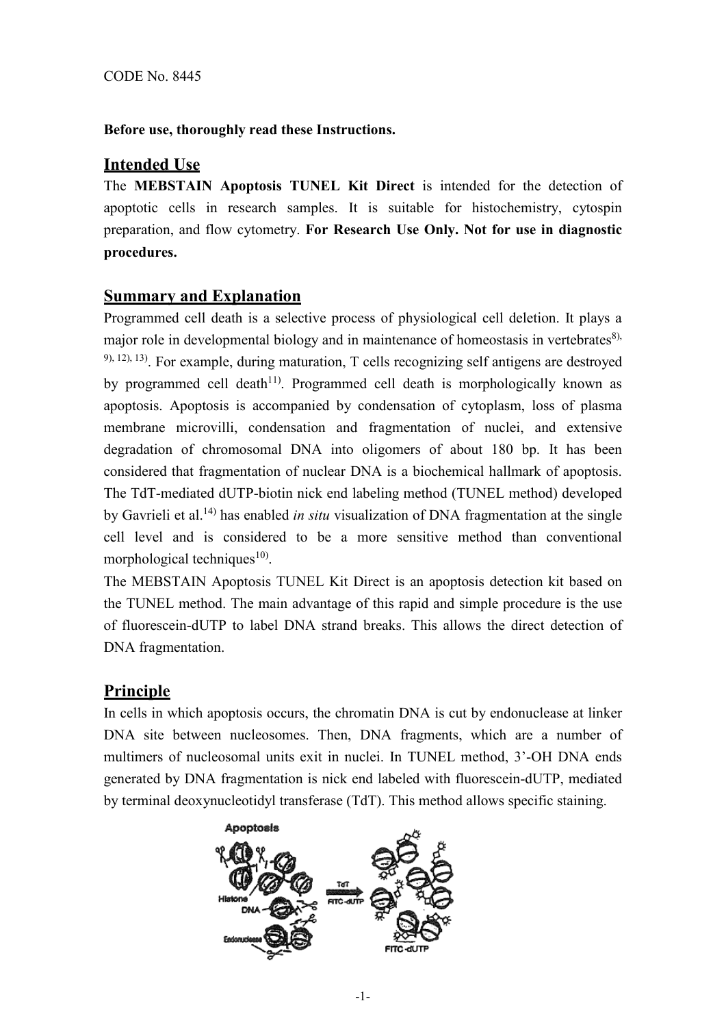CODE No. 8445

**Before use, thoroughly read these Instructions.**

## Intended Use

The **MEBSTAIN Apoptosis TUNEL Kit Direct** is intended for the detection of apoptotic cells in research samples. It is suitable for histochemistry, cytospin preparation, and flow cytometry. **For Research Use Only. Not for use in diagnostic procedures.**

## Summary and Explanation

Programmed cell death is a selective process of physiological cell deletion. It plays a major role in developmental biology and in maintenance of homeostasis in vertebrates[8), 9), 12), 13)]. For example, during maturation, T cells recognizing self antigens are destroyed by programmed cell death[11)]. Programmed cell death is morphologically known as apoptosis. Apoptosis is accompanied by condensation of cytoplasm, loss of plasma membrane microvilli, condensation and fragmentation of nuclei, and extensive degradation of chromosomal DNA into oligomers of about 180 bp. It has been considered that fragmentation of nuclear DNA is a biochemical hallmark of apoptosis. The TdT-mediated dUTP-biotin nick end labeling method (TUNEL method) developed by Gavrieli et al.[14)] has enabled *in situ* visualization of DNA fragmentation at the single cell level and is considered to be a more sensitive method than conventional morphological techniques[10)].

The MEBSTAIN Apoptosis TUNEL Kit Direct is an apoptosis detection kit based on the TUNEL method. The main advantage of this rapid and simple procedure is the use of fluorescein-dUTP to label DNA strand breaks. This allows the direct detection of DNA fragmentation.

## Principle

In cells in which apoptosis occurs, the chromatin DNA is cut by endonuclease at linker DNA site between nucleosomes. Then, DNA fragments, which are a number of multimers of nucleosomal units exit in nuclei. In TUNEL method, 3'-OH DNA ends generated by DNA fragmentation is nick end labeled with fluorescein-dUTP, mediated by terminal deoxynucleotidyl transferase (TdT). This method allows specific staining.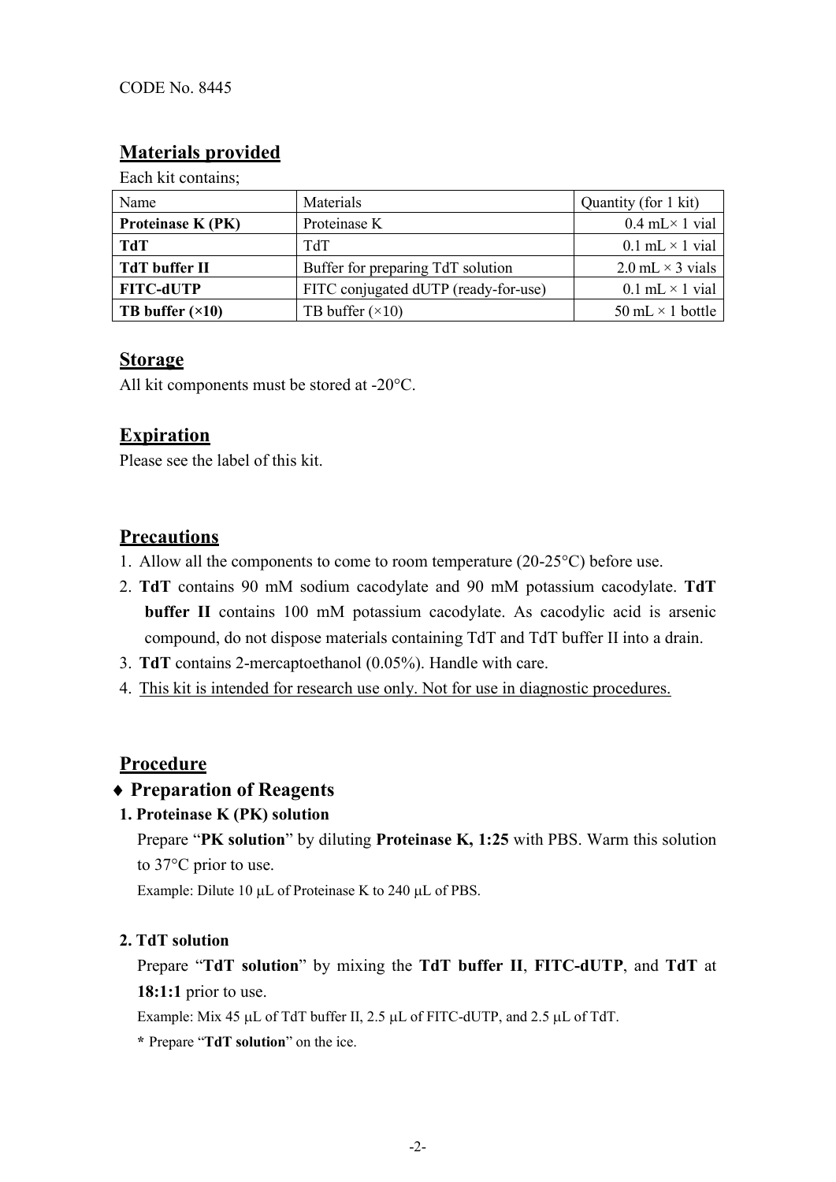CODE No. 8445

## Materials provided

Each kit contains;

| Name | Materials | Quantity (for 1 kit) |
|---|---|---|
| **Proteinase K (PK)** | Proteinase K | 0.4 mL× 1 vial |
| **TdT** | TdT | 0.1 mL × 1 vial |
| **TdT buffer II** | Buffer for preparing TdT solution | 2.0 mL × 3 vials |
| **FITC-dUTP** | FITC conjugated dUTP (ready-for-use) | 0.1 mL × 1 vial |
| **TB buffer (×10)** | TB buffer (×10) | 50 mL × 1 bottle |

## Storage

All kit components must be stored at -20°C.

## Expiration

Please see the label of this kit.

## Precautions

1. Allow all the components to come to room temperature (20-25°C) before use.
2. **TdT** contains 90 mM sodium cacodylate and 90 mM potassium cacodylate. **TdT buffer II** contains 100 mM potassium cacodylate. As cacodylic acid is arsenic compound, do not dispose materials containing TdT and TdT buffer II into a drain.
3. **TdT** contains 2-mercaptoethanol (0.05%). Handle with care.
4. This kit is intended for research use only. Not for use in diagnostic procedures.

## Procedure

### ♦ Preparation of Reagents

**1. Proteinase K (PK) solution**

Prepare "**PK solution**" by diluting **Proteinase K, 1:25** with PBS. Warm this solution to 37°C prior to use.

Example: Dilute 10 μL of Proteinase K to 240 μL of PBS.

**2. TdT solution**

Prepare "**TdT solution**" by mixing the **TdT buffer II**, **FITC-dUTP**, and **TdT** at **18:1:1** prior to use.

Example: Mix 45 μL of TdT buffer II, 2.5 μL of FITC-dUTP, and 2.5 μL of TdT.

**\*** Prepare "**TdT solution**" on the ice.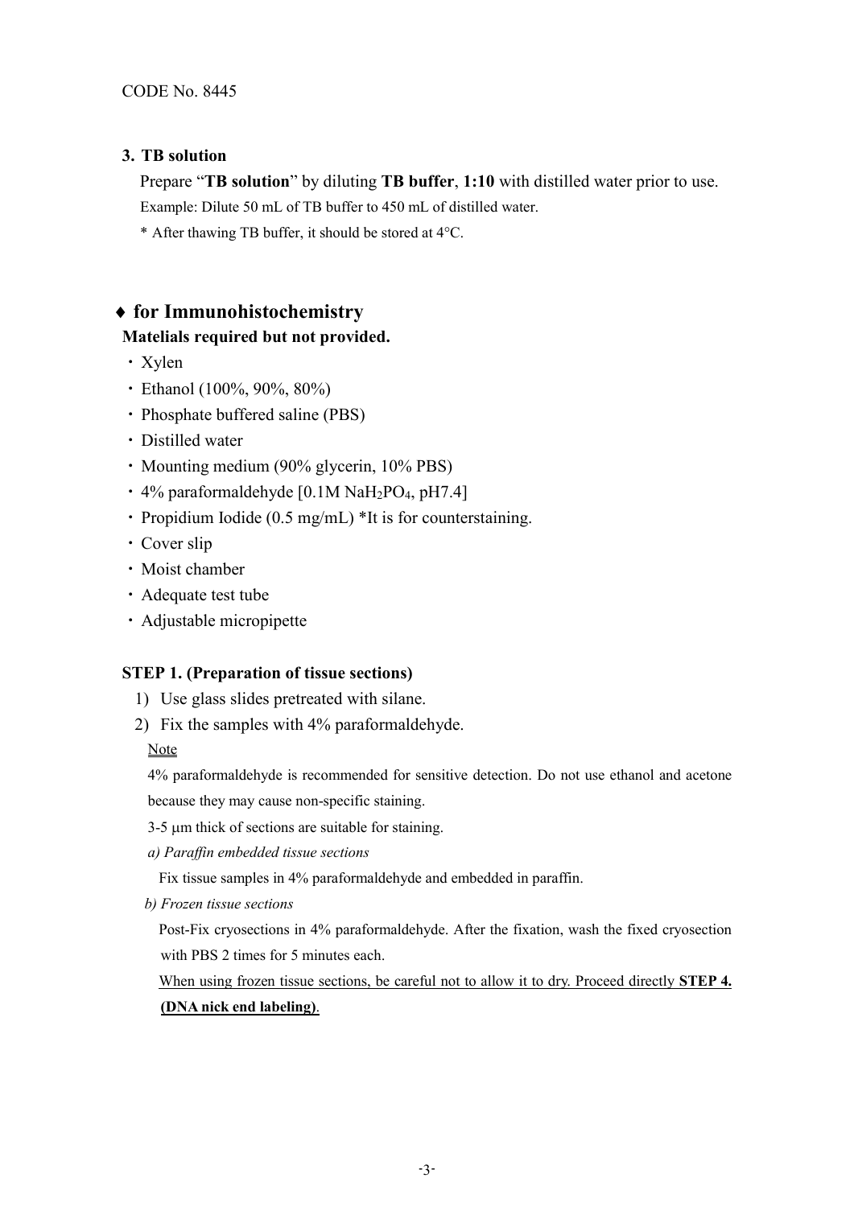CODE No. 8445

### 3. TB solution

Prepare "**TB solution**" by diluting **TB buffer**, **1:10** with distilled water prior to use.

Example: Dilute 50 mL of TB buffer to 450 mL of distilled water.

* After thawing TB buffer, it should be stored at 4°C.

## ♦ for Immunohistochemistry

**Matelials required but not provided.**

- Xylen
- Ethanol (100%, 90%, 80%)
- Phosphate buffered saline (PBS)
- Distilled water
- Mounting medium (90% glycerin, 10% PBS)
- 4% paraformaldehyde [0.1M $NaH_2PO_4$, pH7.4]
- Propidium Iodide (0.5 mg/mL) *It is for counterstaining.
- Cover slip
- Moist chamber
- Adequate test tube
- Adjustable micropipette

### STEP 1. (Preparation of tissue sections)

1) Use glass slides pretreated with silane.
2) Fix the samples with 4% paraformaldehyde.

Note

4% paraformaldehyde is recommended for sensitive detection. Do not use ethanol and acetone because they may cause non-specific staining.

3-5 μm thick of sections are suitable for staining.

*a) Paraffin embedded tissue sections*

Fix tissue samples in 4% paraformaldehyde and embedded in paraffin.

*b) Frozen tissue sections*

Post-Fix cryosections in 4% paraformaldehyde. After the fixation, wash the fixed cryosection with PBS 2 times for 5 minutes each.

When using frozen tissue sections, be careful not to allow it to dry. Proceed directly **STEP 4. (DNA nick end labeling)**.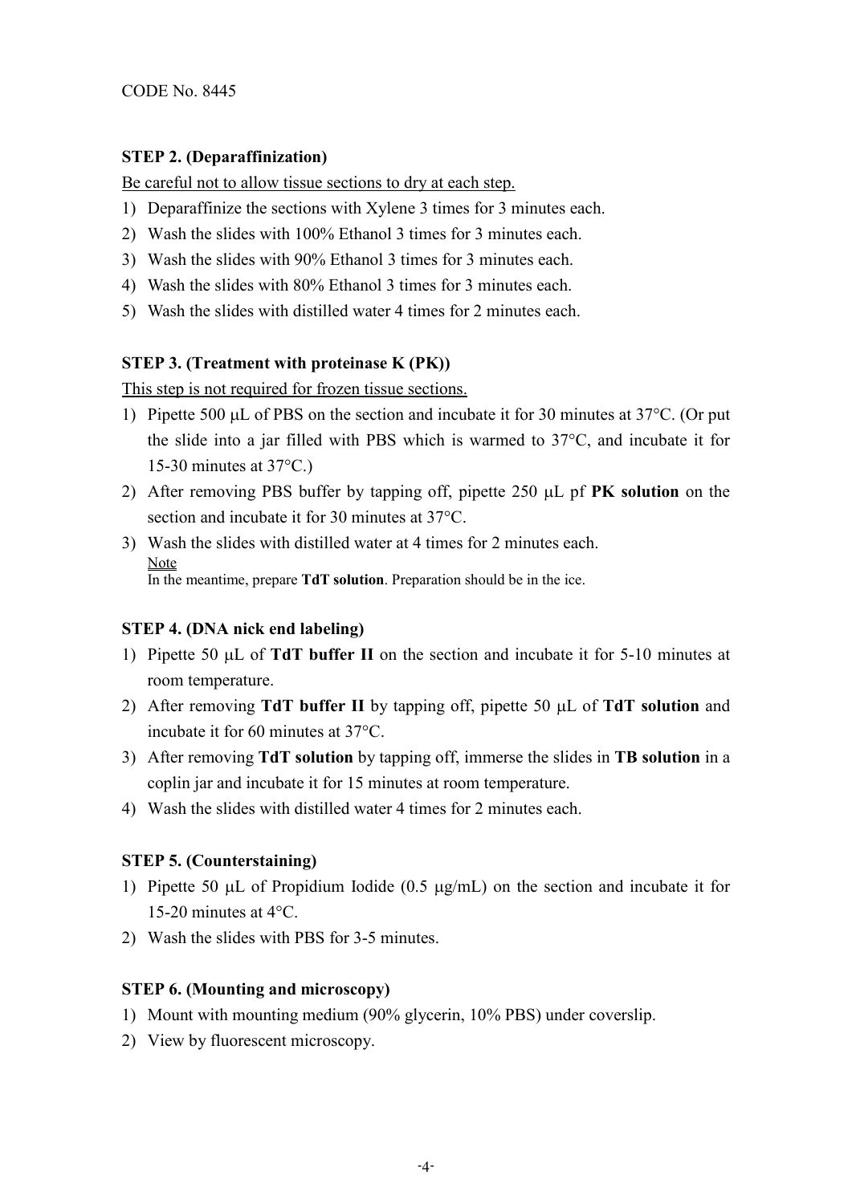CODE No. 8445

**STEP 2. (Deparaffinization)**

Be careful not to allow tissue sections to dry at each step.

1) Deparaffinize the sections with Xylene 3 times for 3 minutes each.
2) Wash the slides with 100% Ethanol 3 times for 3 minutes each.
3) Wash the slides with 90% Ethanol 3 times for 3 minutes each.
4) Wash the slides with 80% Ethanol 3 times for 3 minutes each.
5) Wash the slides with distilled water 4 times for 2 minutes each.

**STEP 3. (Treatment with proteinase K (PK))**

This step is not required for frozen tissue sections.

1) Pipette 500 μL of PBS on the section and incubate it for 30 minutes at 37°C. (Or put the slide into a jar filled with PBS which is warmed to 37°C, and incubate it for 15-30 minutes at 37°C.)
2) After removing PBS buffer by tapping off, pipette 250 μL pf **PK solution** on the section and incubate it for 30 minutes at 37°C.
3) Wash the slides with distilled water at 4 times for 2 minutes each.

   Note
   In the meantime, prepare **TdT solution**. Preparation should be in the ice.

**STEP 4. (DNA nick end labeling)**

1) Pipette 50 μL of **TdT buffer II** on the section and incubate it for 5-10 minutes at room temperature.
2) After removing **TdT buffer II** by tapping off, pipette 50 μL of **TdT solution** and incubate it for 60 minutes at 37°C.
3) After removing **TdT solution** by tapping off, immerse the slides in **TB solution** in a coplin jar and incubate it for 15 minutes at room temperature.
4) Wash the slides with distilled water 4 times for 2 minutes each.

**STEP 5. (Counterstaining)**

1) Pipette 50 μL of Propidium Iodide (0.5 μg/mL) on the section and incubate it for 15-20 minutes at 4°C.
2) Wash the slides with PBS for 3-5 minutes.

**STEP 6. (Mounting and microscopy)**

1) Mount with mounting medium (90% glycerin, 10% PBS) under coverslip.
2) View by fluorescent microscopy.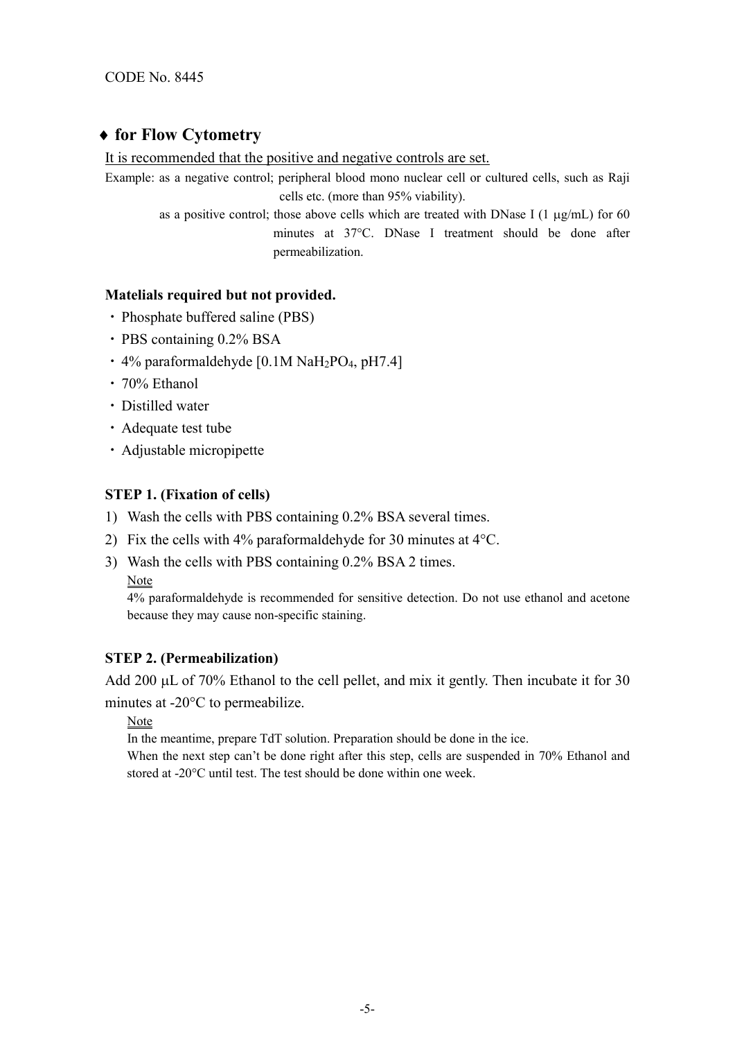CODE No. 8445

## ♦ for Flow Cytometry

It is recommended that the positive and negative controls are set.

Example: as a negative control; peripheral blood mono nuclear cell or cultured cells, such as Raji cells etc. (more than 95% viability).

as a positive control; those above cells which are treated with DNase I (1 μg/mL) for 60 minutes at 37°C. DNase I treatment should be done after permeabilization.

### Matelials required but not provided.

- Phosphate buffered saline (PBS)
- PBS containing 0.2% BSA
- 4% paraformaldehyde [0.1M $NaH_2PO_4$, pH7.4]
- 70% Ethanol
- Distilled water
- Adequate test tube
- Adjustable micropipette

### STEP 1. (Fixation of cells)

1) Wash the cells with PBS containing 0.2% BSA several times.
2) Fix the cells with 4% paraformaldehyde for 30 minutes at 4°C.
3) Wash the cells with PBS containing 0.2% BSA 2 times.

Note

4% paraformaldehyde is recommended for sensitive detection. Do not use ethanol and acetone because they may cause non-specific staining.

### STEP 2. (Permeabilization)

Add 200 μL of 70% Ethanol to the cell pellet, and mix it gently. Then incubate it for 30 minutes at -20°C to permeabilize.

Note

In the meantime, prepare TdT solution. Preparation should be done in the ice.

When the next step can't be done right after this step, cells are suspended in 70% Ethanol and stored at -20°C until test. The test should be done within one week.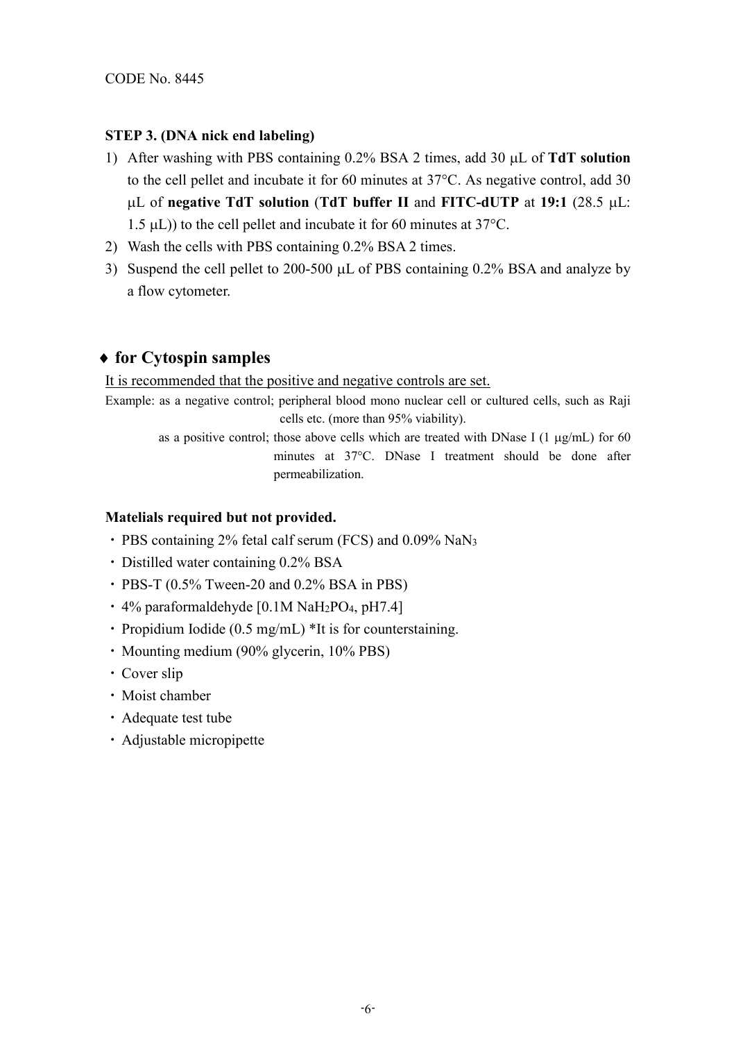CODE No. 8445

### STEP 3. (DNA nick end labeling)

1) After washing with PBS containing 0.2% BSA 2 times, add 30 μL of **TdT solution** to the cell pellet and incubate it for 60 minutes at 37°C. As negative control, add 30 μL of **negative TdT solution** (**TdT buffer II** and **FITC-dUTP** at **19:1** (28.5 μL: 1.5 μL)) to the cell pellet and incubate it for 60 minutes at 37°C.
2) Wash the cells with PBS containing 0.2% BSA 2 times.
3) Suspend the cell pellet to 200-500 μL of PBS containing 0.2% BSA and analyze by a flow cytometer.

## ♦ for Cytospin samples

<u>It is recommended that the positive and negative controls are set.</u>

Example: as a negative control; peripheral blood mono nuclear cell or cultured cells, such as Raji cells etc. (more than 95% viability).

as a positive control; those above cells which are treated with DNase I (1 μg/mL) for 60 minutes at 37°C. DNase I treatment should be done after permeabilization.

### Matelials required but not provided.

- PBS containing 2% fetal calf serum (FCS) and 0.09% $NaN_3$
- Distilled water containing 0.2% BSA
- PBS-T (0.5% Tween-20 and 0.2% BSA in PBS)
- 4% paraformaldehyde [0.1M $NaH_2PO_4$, pH7.4]
- Propidium Iodide (0.5 mg/mL) *It is for counterstaining.
- Mounting medium (90% glycerin, 10% PBS)
- Cover slip
- Moist chamber
- Adequate test tube
- Adjustable micropipette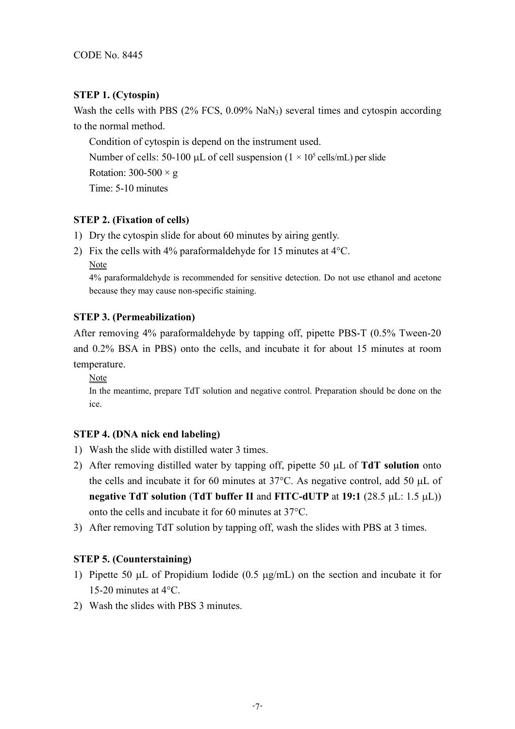CODE No. 8445

**STEP 1. (Cytospin)**

Wash the cells with PBS (2% FCS, 0.09% $NaN_3$) several times and cytospin according to the normal method.

Condition of cytospin is depend on the instrument used.
Number of cells: 50-100 μL of cell suspension ($1 \times 10^5$ cells/mL) per slide
Rotation: 300-500 × g
Time: 5-10 minutes

**STEP 2. (Fixation of cells)**

1) Dry the cytospin slide for about 60 minutes by airing gently.
2) Fix the cells with 4% paraformaldehyde for 15 minutes at 4°C.

Note
4% paraformaldehyde is recommended for sensitive detection. Do not use ethanol and acetone because they may cause non-specific staining.

**STEP 3. (Permeabilization)**

After removing 4% paraformaldehyde by tapping off, pipette PBS-T (0.5% Tween-20 and 0.2% BSA in PBS) onto the cells, and incubate it for about 15 minutes at room temperature.

Note
In the meantime, prepare TdT solution and negative control. Preparation should be done on the ice.

**STEP 4. (DNA nick end labeling)**

1) Wash the slide with distilled water 3 times.
2) After removing distilled water by tapping off, pipette 50 μL of **TdT solution** onto the cells and incubate it for 60 minutes at 37°C. As negative control, add 50 μL of **negative TdT solution** (**TdT buffer II** and **FITC-dUTP** at **19:1** (28.5 μL: 1.5 μL)) onto the cells and incubate it for 60 minutes at 37°C.
3) After removing TdT solution by tapping off, wash the slides with PBS at 3 times.

**STEP 5. (Counterstaining)**

1) Pipette 50 μL of Propidium Iodide (0.5 μg/mL) on the section and incubate it for 15-20 minutes at 4°C.
2) Wash the slides with PBS 3 minutes.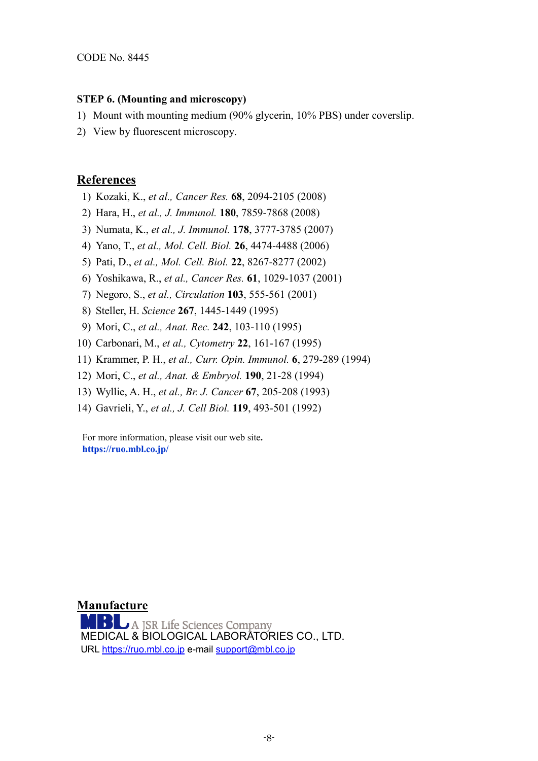CODE No. 8445

**STEP 6. (Mounting and microscopy)**

1) Mount with mounting medium (90% glycerin, 10% PBS) under coverslip.
2) View by fluorescent microscopy.

## References

1) Kozaki, K., *et al., Cancer Res.* **68**, 2094-2105 (2008)
2) Hara, H., *et al., J. Immunol.* **180**, 7859-7868 (2008)
3) Numata, K., *et al., J. Immunol.* **178**, 3777-3785 (2007)
4) Yano, T., *et al., Mol. Cell. Biol.* **26**, 4474-4488 (2006)
5) Pati, D., *et al., Mol. Cell. Biol.* **22**, 8267-8277 (2002)
6) Yoshikawa, R., *et al., Cancer Res.* **61**, 1029-1037 (2001)
7) Negoro, S., *et al., Circulation* **103**, 555-561 (2001)
8) Steller, H. *Science* **267**, 1445-1449 (1995)
9) Mori, C., *et al., Anat. Rec.* **242**, 103-110 (1995)
10) Carbonari, M., *et al., Cytometry* **22**, 161-167 (1995)
11) Krammer, P. H., *et al., Curr. Opin. Immunol.* **6**, 279-289 (1994)
12) Mori, C., *et al., Anat. & Embryol.* **190**, 21-28 (1994)
13) Wyllie, A. H., *et al., Br. J. Cancer* **67**, 205-208 (1993)
14) Gavrieli, Y., *et al., J. Cell Biol.* **119**, 493-501 (1992)

For more information, please visit our web site.
**https://ruo.mbl.co.jp/**

## Manufacture

MBL A JSR Life Sciences Company
MEDICAL & BIOLOGICAL LABORATORIES CO., LTD.
URL https://ruo.mbl.co.jp e-mail support@mbl.co.jp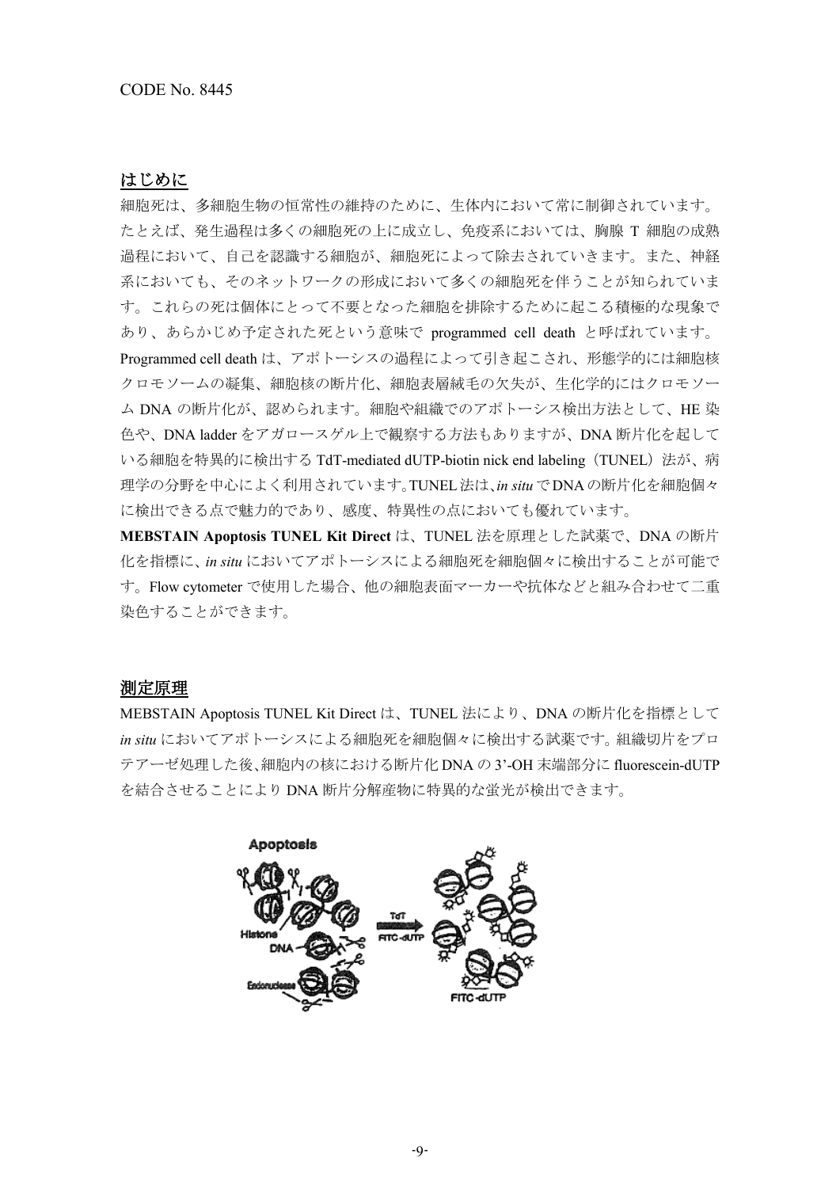CODE No. 8445

## はじめに

細胞死は、多細胞生物の恒常性の維持のために、生体内において常に制御されています。たとえば、発生過程は多くの細胞死の上に成立し、免疫系においては、胸腺 T 細胞の成熟過程において、自己を認識する細胞が、細胞死によって除去されていきます。また、神経系においても、そのネットワークの形成において多くの細胞死を伴うことが知られています。これらの死は個体にとって不要となった細胞を排除するために起こる積極的な現象であり、あらかじめ予定された死という意味で programmed cell death と呼ばれています。Programmed cell death は、アポトーシスの過程によって引き起こされ、形態学的には細胞核クロモソームの凝集、細胞核の断片化、細胞表層絨毛の欠失が、生化学的にはクロモソーム DNA の断片化が、認められます。細胞や組織でのアポトーシス検出方法として、HE 染色や、DNA ladder をアガロースゲル上で観察する方法もありますが、DNA 断片化を起こしている細胞を特異的に検出する TdT-mediated dUTP-biotin nick end labeling（TUNEL）法が、病理学の分野を中心によく利用されています。TUNEL 法は、*in situ* で DNA の断片化を細胞個々に検出できる点で魅力的であり、感度、特異性の点においても優れています。

**MEBSTAIN Apoptosis TUNEL Kit Direct** は、TUNEL 法を原理とした試薬で、DNA の断片化を指標に、*in situ* においてアポトーシスによる細胞死を細胞個々に検出することが可能です。Flow cytometer で使用した場合、他の細胞表面マーカーや抗体などと組み合わせて二重染色することができます。

## 測定原理

MEBSTAIN Apoptosis TUNEL Kit Direct は、TUNEL 法により、DNA の断片化を指標として *in situ* においてアポトーシスによる細胞死を細胞個々に検出する試薬です。組織切片をプロテアーゼ処理した後、細胞内の核における断片化 DNA の 3'-OH 末端部分に fluorescein-dUTP を結合させることにより DNA 断片分解産物に特異的な蛍光が検出できます。

Apoptosis

Histone

DNA

Endonuclease

TdT

FITC-dUTP

FITC-dUTP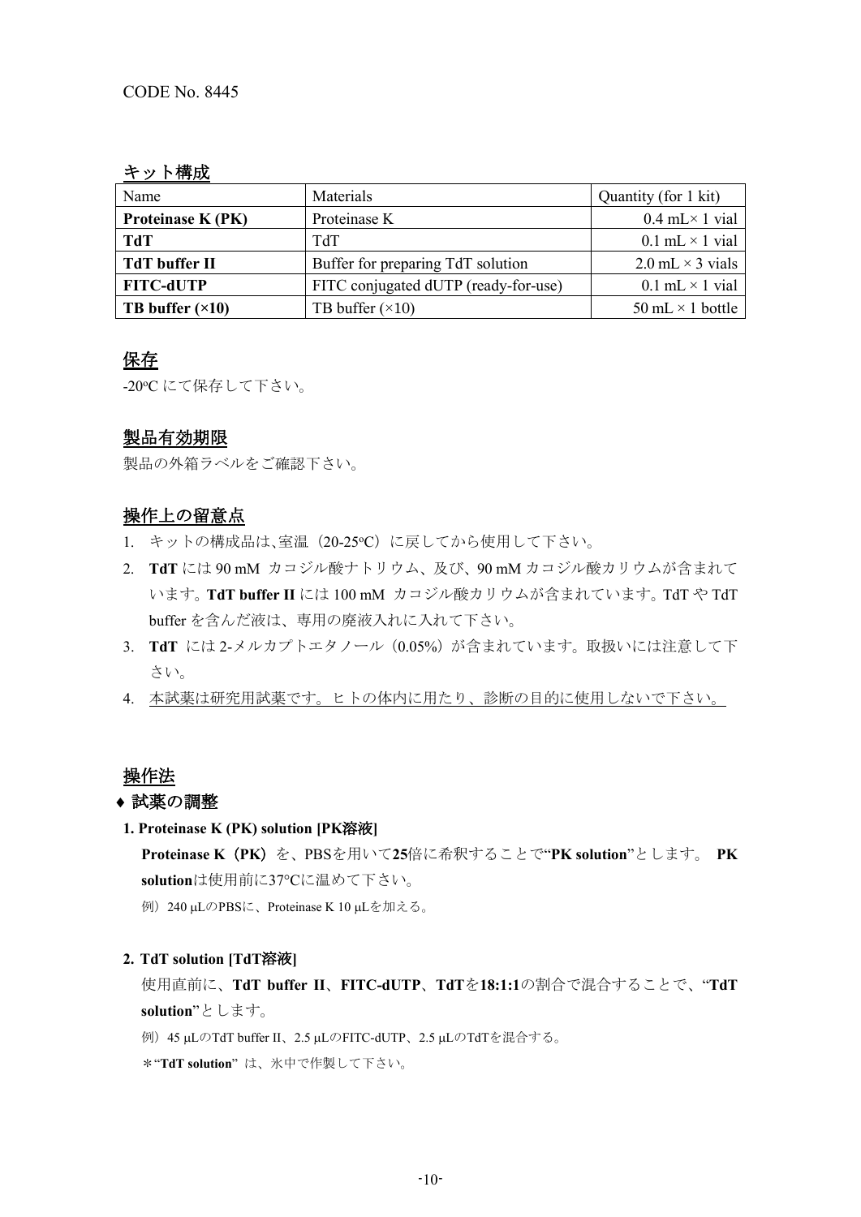CODE No. 8445

## キット構成

| Name | Materials | Quantity (for 1 kit) |
|---|---|---|
| **Proteinase K (PK)** | Proteinase K | 0.4 mL× 1 vial |
| **TdT** | TdT | 0.1 mL × 1 vial |
| **TdT buffer II** | Buffer for preparing TdT solution | 2.0 mL × 3 vials |
| **FITC-dUTP** | FITC conjugated dUTP (ready-for-use) | 0.1 mL × 1 vial |
| **TB buffer (×10)** | TB buffer (×10) | 50 mL × 1 bottle |

## 保存

-20ºC にて保存して下さい。

## 製品有効期限

製品の外箱ラベルをご確認下さい。

## 操作上の留意点

1. キットの構成品は､室温（20-25ºC）に戻してから使用して下さい。
2. **TdT** には 90 mM カコジル酸ナトリウム、及び、90 mM カコジル酸カリウムが含まれています。**TdT buffer II** には 100 mM カコジル酸カリウムが含まれています。TdT や TdT buffer を含んだ液は、専用の廃液入れに入れて下さい。
3. **TdT** には 2-メルカプトエタノール（0.05%）が含まれています。取扱いには注意して下さい。
4. 本試薬は研究用試薬です。ヒトの体内に用たり、診断の目的に使用しないで下さい。

## 操作法

### ♦ 試薬の調整

**1. Proteinase K (PK) solution [PK溶液]**

**Proteinase K（PK）**を、PBSを用いて**25**倍に希釈することで“**PK solution**”とします。 **PK solution**は使用前に37°Cに温めて下さい。

例）240 μLのPBSに、Proteinase K 10 μLを加える。

**2. TdT solution [TdT溶液]**

使用直前に、**TdT buffer II**、**FITC-dUTP**、**TdT**を**18:1:1**の割合で混合することで、“**TdT solution**”とします。

例）45 μLのTdT buffer II、2.5 μLのFITC-dUTP、2.5 μLのTdTを混合する。

＊“**TdT solution**” は、氷中で作製して下さい。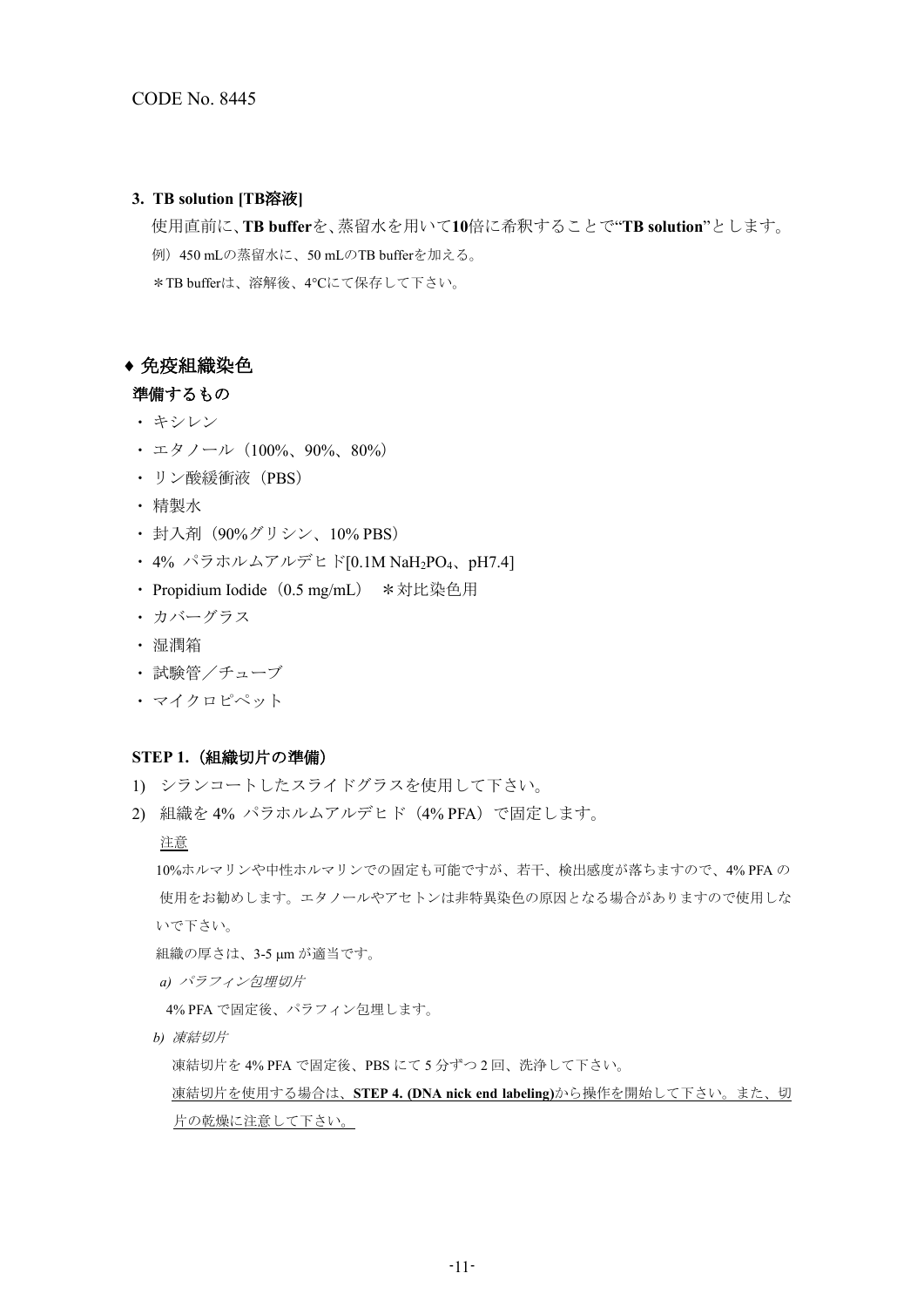CODE No. 8445

**3. TB solution [TB溶液]**

使用直前に、**TB buffer**を、蒸留水を用いて**10**倍に希釈することで"**TB solution**"とします。

例）450 mLの蒸留水に、50 mLのTB bufferを加える。

＊TB bufferは、溶解後、4°Cにて保存して下さい。

## ♦ 免疫組織染色

**準備するもの**

- キシレン
- エタノール（100%、90%、80%）
- リン酸緩衝液（PBS）
- 精製水
- 封入剤（90%グリシン、10% PBS）
- 4% パラホルムアルデヒド[0.1M $NaH_2PO_4$、pH7.4]
- Propidium Iodide（0.5 mg/mL）　＊対比染色用
- カバーグラス
- 湿潤箱
- 試験管／チューブ
- マイクロピペット

**STEP 1.（組織切片の準備）**

1) シランコートしたスライドグラスを使用して下さい。
2) 組織を 4% パラホルムアルデヒド（4% PFA）で固定します。

<u>注意</u>

10%ホルマリンや中性ホルマリンでの固定も可能ですが、若干、検出感度が落ちますので、4% PFA の使用をお勧めします。エタノールやアセトンは非特異染色の原因となる場合がありますので使用しないで下さい。

組織の厚さは、3-5 μm が適当です。

*a) パラフィン包埋切片*

4% PFA で固定後、パラフィン包埋します。

*b) 凍結切片*

凍結切片を 4% PFA で固定後、PBS にて 5 分ずつ 2 回、洗浄して下さい。

<u>凍結切片を使用する場合は、**STEP 4. (DNA nick end labeling)**から操作を開始して下さい。また、切片の乾燥に注意して下さい。</u>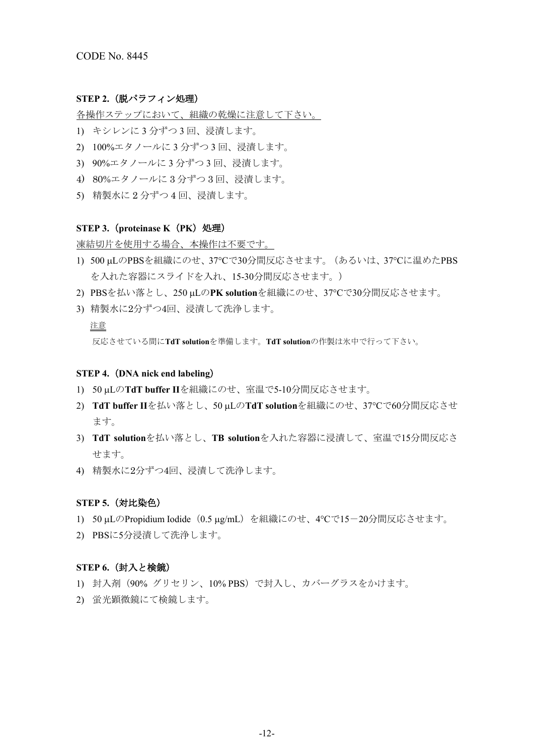CODE No. 8445

### STEP 2.（脱パラフィン処理）

各操作ステップにおいて、組織の乾燥に注意して下さい。

1) キシレンに 3 分ずつ 3 回、浸漬します。
2) 100%エタノールに 3 分ずつ 3 回、浸漬します。
3) 90%エタノールに 3 分ずつ 3 回、浸漬します。
4) 80%エタノールに 3 分ずつ 3 回、浸漬します。
5) 精製水に 2 分ずつ 4 回、浸漬します。

### STEP 3.（proteinase K（PK）処理）

凍結切片を使用する場合、本操作は不要です。

1) 500 μLのPBSを組織にのせ、37°Cで30分間反応させます。（あるいは、37°Cに温めたPBSを入れた容器にスライドを入れ、15-30分間反応させます。）
2) PBSを払い落とし、250 μLの**PK solution**を組織にのせ、37°Cで30分間反応させます。
3) 精製水に2分ずつ4回、浸漬して洗浄します。

注意

反応させている間に**TdT solution**を準備します。**TdT solution**の作製は氷中で行って下さい。

### STEP 4.（DNA nick end labeling）

1) 50 μLの**TdT buffer II**を組織にのせ、室温で5-10分間反応させます。
2) **TdT buffer II**を払い落とし、50 μLの**TdT solution**を組織にのせ、37°Cで60分間反応させます。
3) **TdT solution**を払い落とし、**TB solution**を入れた容器に浸漬して、室温で15分間反応させます。
4) 精製水に2分ずつ4回、浸漬して洗浄します。

### STEP 5.（対比染色）

1) 50 μLのPropidium Iodide（0.5 μg/mL）を組織にのせ、4°Cで15－20分間反応させます。
2) PBSに5分浸漬して洗浄します。

### STEP 6.（封入と検鏡）

1) 封入剤（90% グリセリン、10% PBS）で封入し、カバーグラスをかけます。
2) 蛍光顕微鏡にて検鏡します。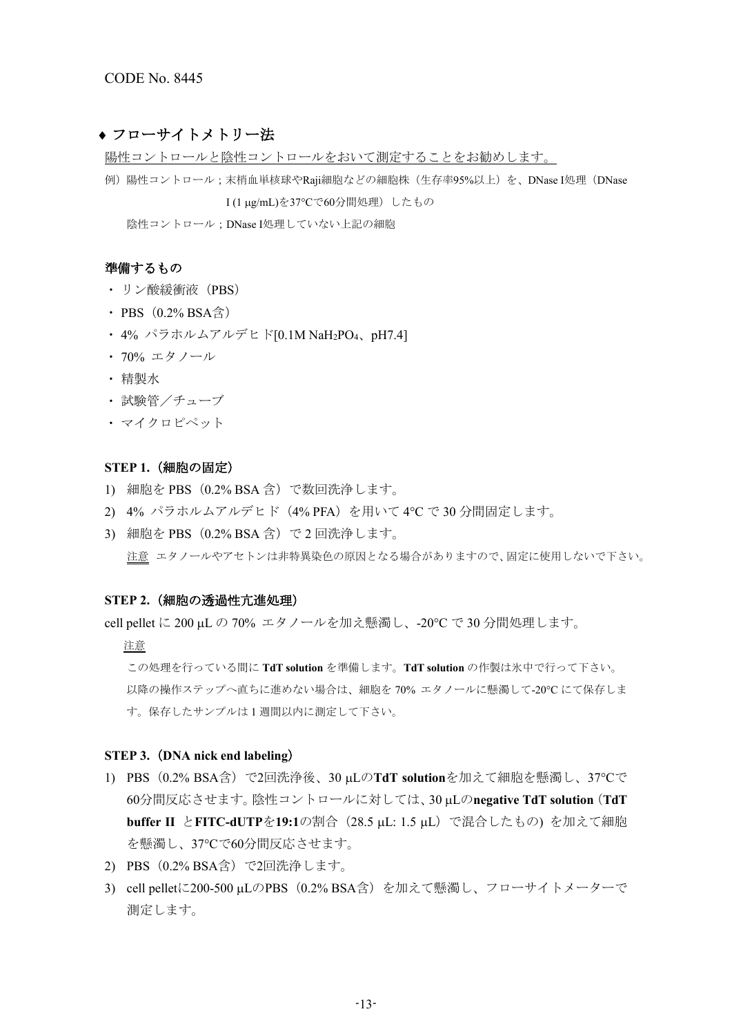CODE No. 8445

## ♦ フローサイトメトリー法

陽性コントロールと陰性コントロールをおいて測定することをお勧めします。

例）陽性コントロール；末梢血単核球やRaji細胞などの細胞株（生存率95%以上）を、DNase I処理（DNase I (1 μg/mL)を37°Cで60分間処理）したもの

陰性コントロール；DNase I処理していない上記の細胞

### 準備するもの

- リン酸緩衝液（PBS）
- PBS（0.2% BSA含）
- 4% パラホルムアルデヒド[0.1M $NaH_2PO_4$、pH7.4]
- 70% エタノール
- 精製水
- 試験管／チューブ
- マイクロピペット

### STEP 1.（細胞の固定）

1) 細胞を PBS（0.2% BSA 含）で数回洗浄します。
2) 4% パラホルムアルデヒド（4% PFA）を用いて 4°C で 30 分間固定します。
3) 細胞を PBS（0.2% BSA 含）で 2 回洗浄します。

注意 エタノールやアセトンは非特異染色の原因となる場合がありますので、固定に使用しないで下さい。

### STEP 2.（細胞の透過性亢進処理）

cell pellet に 200 μL の 70% エタノールを加え懸濁し、-20°C で 30 分間処理します。

注意

この処理を行っている間に **TdT solution** を準備します。**TdT solution** の作製は氷中で行って下さい。
以降の操作ステップへ直ちに進めない場合は、細胞を 70% エタノールに懸濁して-20°C にて保存します。保存したサンプルは 1 週間以内に測定して下さい。

### STEP 3.（DNA nick end labeling）

1) PBS（0.2% BSA含）で2回洗浄後、30 μLの**TdT solution**を加えて細胞を懸濁し、37°Cで60分間反応させます。陰性コントロールに対しては、30 μLの**negative TdT solution**（**TdT buffer II** と**FITC-dUTP**を**19:1**の割合（28.5 μL: 1.5 μL）で混合したもの) を加えて細胞を懸濁し、37°Cで60分間反応させます。
2) PBS（0.2% BSA含）で2回洗浄します。
3) cell pelletに200-500 μLのPBS（0.2% BSA含）を加えて懸濁し、フローサイトメーターで測定します。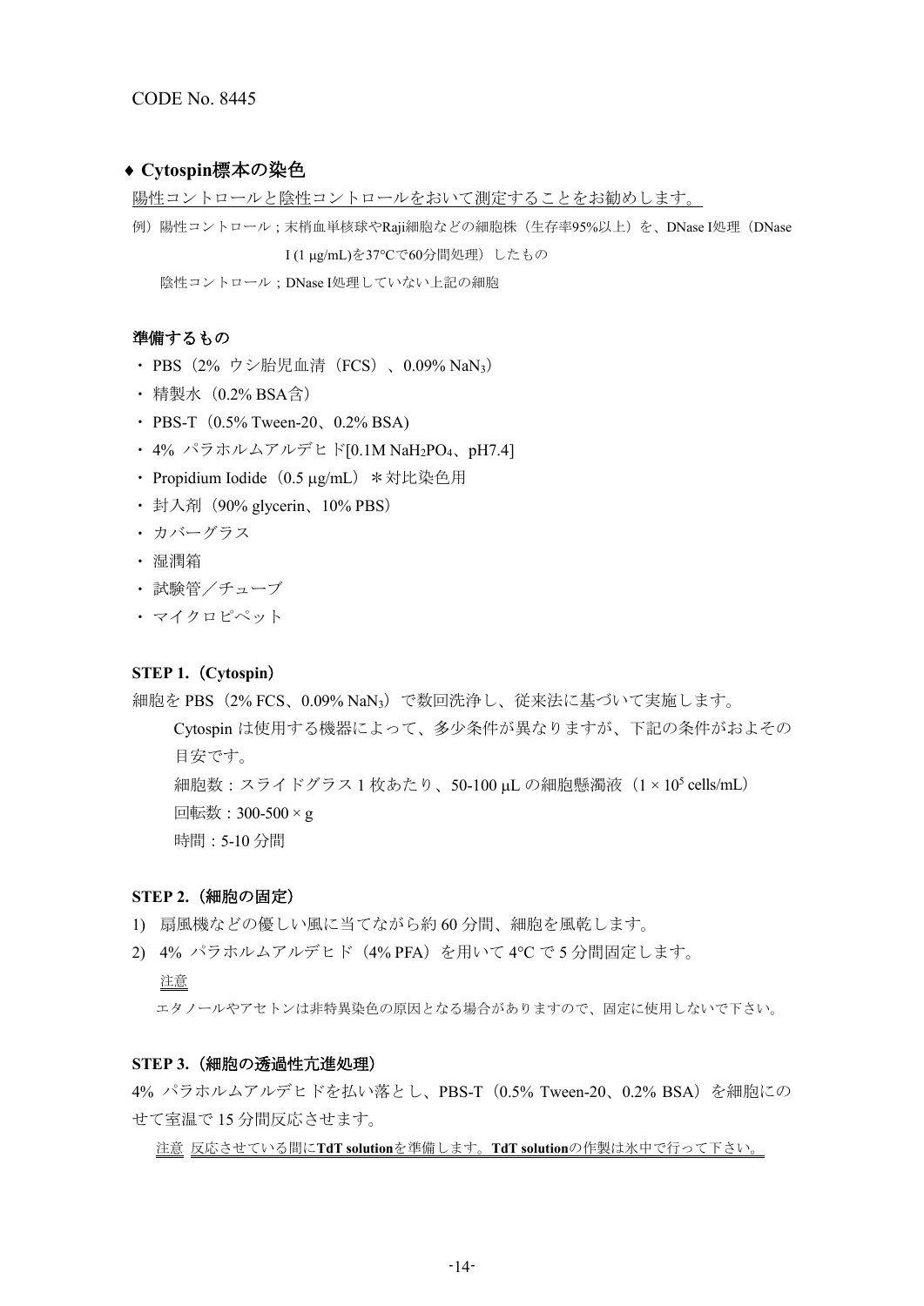CODE No. 8445

## ♦ Cytospin標本の染色

陽性コントロールと陰性コントロールをおいて測定することをお勧めします。

例）陽性コントロール；末梢血単核球やRaji細胞などの細胞株（生存率95%以上）を、DNase I処理（DNase I (1 μg/mL)を37°Cで60分間処理）したもの

陰性コントロール；DNase I処理していない上記の細胞

### 準備するもの

- PBS（2% ウシ胎児血清（FCS）、0.09% $NaN_3$）
- 精製水（0.2% BSA含）
- PBS-T（0.5% Tween-20、0.2% BSA)
- 4% パラホルムアルデヒド[0.1M $NaH_2PO_4$、pH7.4]
- Propidium Iodide（0.5 μg/mL） ＊対比染色用
- 封入剤（90% glycerin、10% PBS）
- カバーグラス
- 湿潤箱
- 試験管／チューブ
- マイクロピペット

### STEP 1.（Cytospin）

細胞を PBS（2% FCS、0.09% $NaN_3$）で数回洗浄し、従来法に基づいて実施します。

Cytospin は使用する機器によって、多少条件が異なりますが、下記の条件がおよその目安です。

細胞数：スライドグラス 1 枚あたり、50-100 μL の細胞懸濁液（$1 \times 10^5$ cells/mL）

回転数：300-500 × g

時間：5-10 分間

### STEP 2.（細胞の固定）

1) 扇風機などの優しい風に当てながら約 60 分間、細胞を風乾します。
2) 4% パラホルムアルデヒド（4% PFA）を用いて 4°C で 5 分間固定します。

注意

エタノールやアセトンは非特異染色の原因となる場合がありますので、固定に使用しないで下さい。

### STEP 3.（細胞の透過性亢進処理）

4% パラホルムアルデヒドを払い落とし、PBS-T（0.5% Tween-20、0.2% BSA）を細胞にのせて室温で 15 分間反応させます。

注意 反応させている間に**TdT solution**を準備します。**TdT solution**の作製は氷中で行って下さい。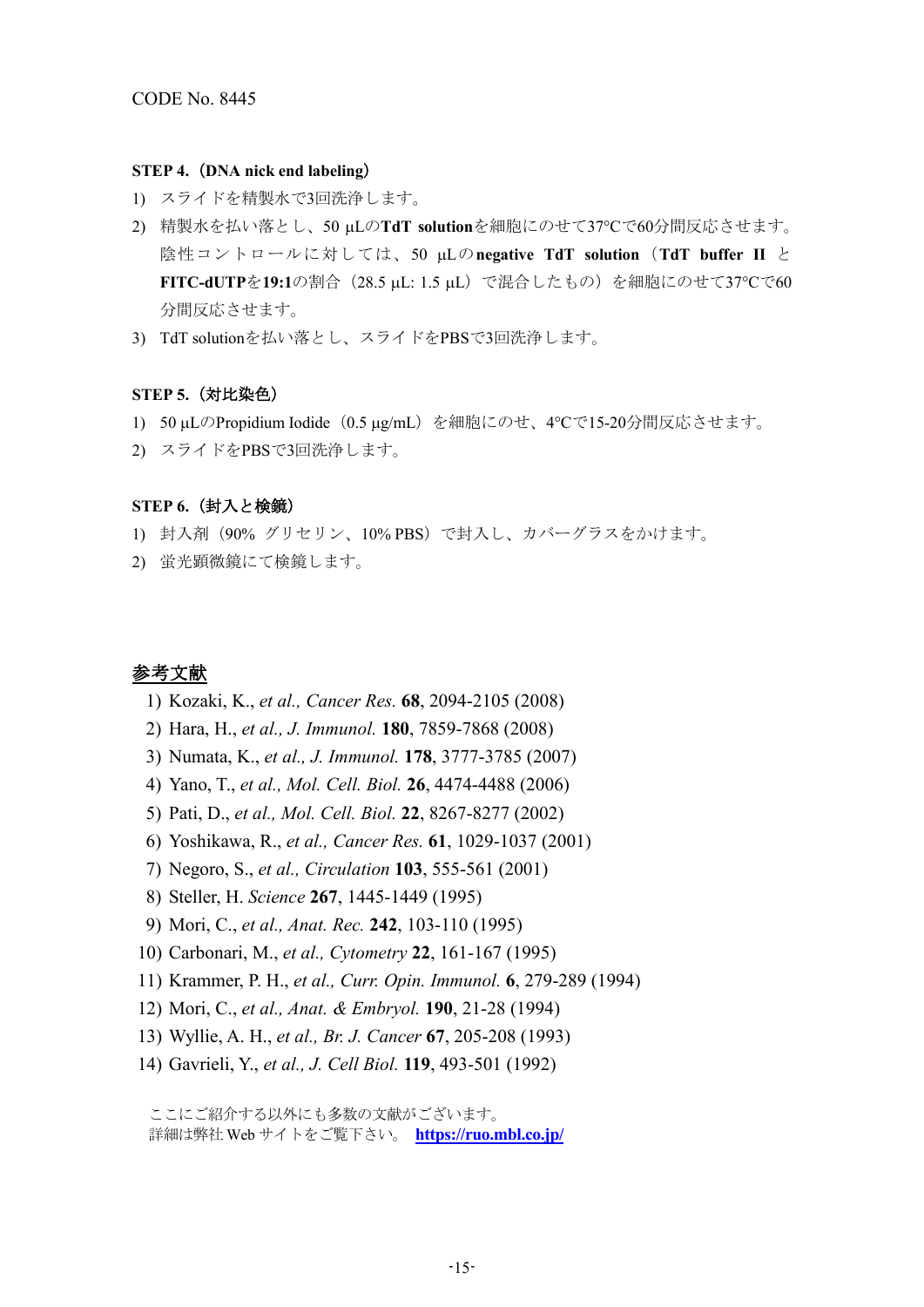CODE No. 8445

### STEP 4.（DNA nick end labeling）

1) スライドを精製水で3回洗浄します。
2) 精製水を払い落とし、50 μLの**TdT solution**を細胞にのせて37°Cで60分間反応させます。陰性コントロールに対しては、50 μLの**negative TdT solution**（**TdT buffer II** と **FITC-dUTP**を**19:1**の割合（28.5 μL: 1.5 μL）で混合したもの）を細胞にのせて37°Cで60分間反応させます。
3) TdT solutionを払い落とし、スライドをPBSで3回洗浄します。

### STEP 5.（対比染色）

1) 50 μLのPropidium Iodide（0.5 μg/mL）を細胞にのせ、4°Cで15-20分間反応させます。
2) スライドをPBSで3回洗浄します。

### STEP 6.（封入と検鏡）

1) 封入剤（90% グリセリン、10% PBS）で封入し、カバーグラスをかけます。
2) 蛍光顕微鏡にて検鏡します。

## 参考文献

1) Kozaki, K., *et al., Cancer Res.* **68**, 2094-2105 (2008)
2) Hara, H., *et al., J. Immunol.* **180**, 7859-7868 (2008)
3) Numata, K., *et al., J. Immunol.* **178**, 3777-3785 (2007)
4) Yano, T., *et al., Mol. Cell. Biol.* **26**, 4474-4488 (2006)
5) Pati, D., *et al., Mol. Cell. Biol.* **22**, 8267-8277 (2002)
6) Yoshikawa, R., *et al., Cancer Res.* **61**, 1029-1037 (2001)
7) Negoro, S., *et al., Circulation* **103**, 555-561 (2001)
8) Steller, H. *Science* **267**, 1445-1449 (1995)
9) Mori, C., *et al., Anat. Rec.* **242**, 103-110 (1995)
10) Carbonari, M., *et al., Cytometry* **22**, 161-167 (1995)
11) Krammer, P. H., *et al., Curr. Opin. Immunol.* **6**, 279-289 (1994)
12) Mori, C., *et al., Anat. & Embryol.* **190**, 21-28 (1994)
13) Wyllie, A. H., *et al., Br. J. Cancer* **67**, 205-208 (1993)
14) Gavrieli, Y., *et al., J. Cell Biol.* **119**, 493-501 (1992)

ここにご紹介する以外にも多数の文献がございます。
詳細は弊社Webサイトをご覧下さい。 **https://ruo.mbl.co.jp/**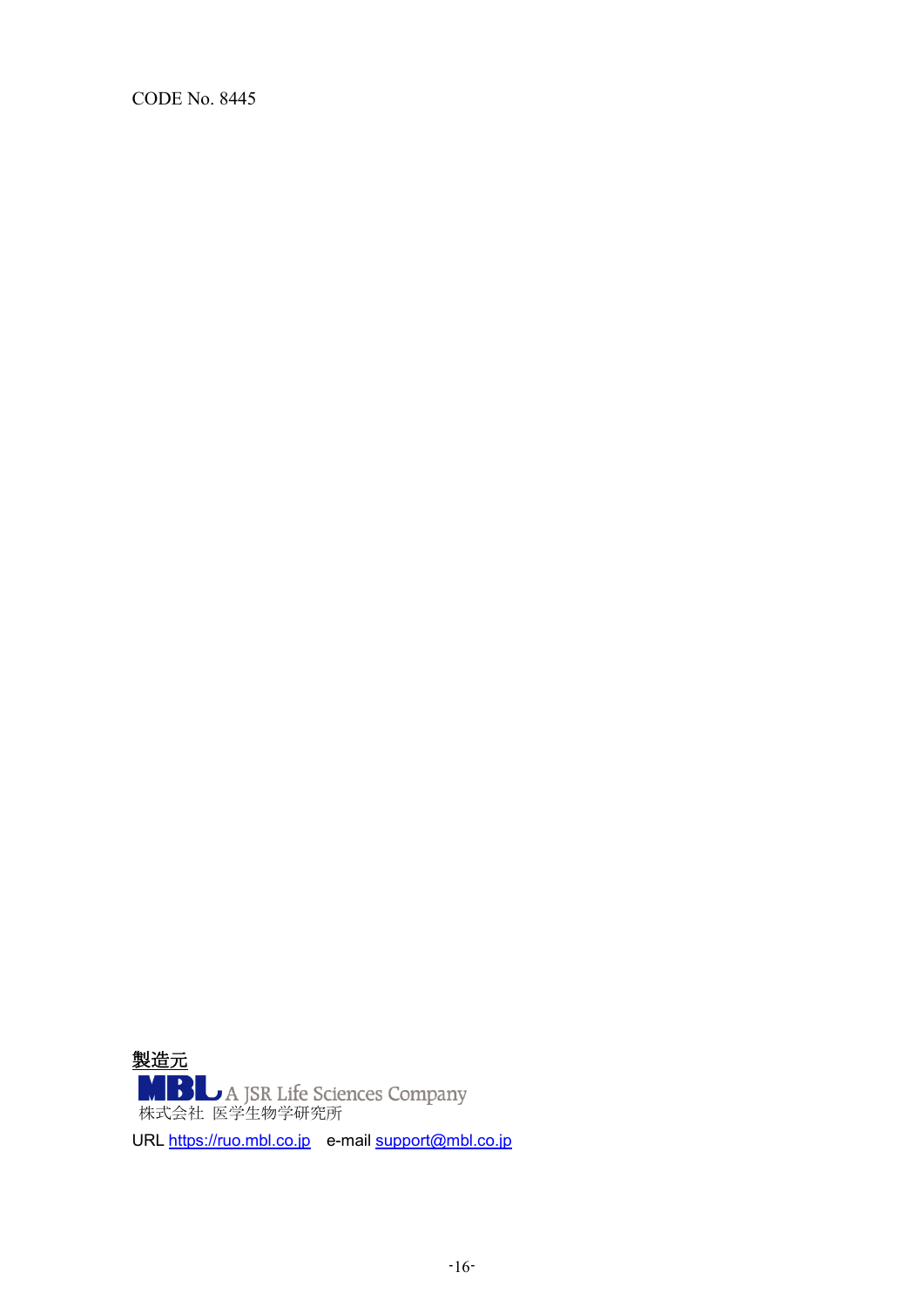CODE No. 8445

**製造元**

MBL A JSR Life Sciences Company
株式会社 医学生物学研究所

URL https://ruo.mbl.co.jp　e-mail support@mbl.co.jp